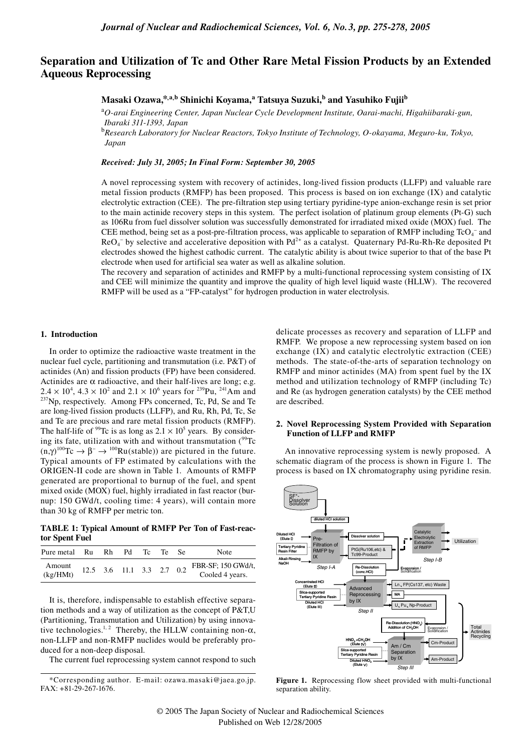# Separation and Utilization of Tc and Other Rare Metal Fission Products by an Extended Aqueous Reprocessing

**Masaki Ozawa,*[a,b] Shinichi Koyama,[a] Tatsuya Suzuki,[b] and Yasuhiko Fujii[b]**

[a] *O-arai Engineering Center, Japan Nuclear Cycle Development Institute, Oarai-machi, Higahiibaraki-gun, Ibaraki 311-1393, Japan*

[b] *Research Laboratory for Nuclear Reactors, Tokyo Institute of Technology, O-okayama, Meguro-ku, Tokyo, Japan*

***Received: July 31, 2005; In Final Form: September 30, 2005***

A novel reprocessing system with recovery of actinides, long-lived fission products (LLFP) and valuable rare metal fission products (RMFP) has been proposed. This process is based on ion exchange (IX) and catalytic electrolytic extraction (CEE). The pre-filtration step using tertiary pyridine-type anion-exchange resin is set prior to the main actinide recovery steps in this system. The perfect isolation of platinum group elements (Pt-G) such as 106Ru from fuel dissolver solution was successfully demonstrated for irradiated mixed oxide (MOX) fuel. The CEE method, being set as a post-pre-filtration process, was applicable to separation of RMFP including $TcO_4^-$ and $ReO_4^-$ by selective and accelerative deposition with $Pd^{2+}$ as a catalyst. Quaternary Pd-Ru-Rh-Re deposited Pt electrodes showed the highest cathodic current. The catalytic ability is about twice superior to that of the base Pt electrode when used for artificial sea water as well as alkaline solution.

The recovery and separation of actinides and RMFP by a multi-functional reprocessing system consisting of IX and CEE will minimize the quantity and improve the quality of high level liquid waste (HLLW). The recovered RMFP will be used as a "FP-catalyst" for hydrogen production in water electrolysis.

## 1. Introduction

In order to optimize the radioactive waste treatment in the nuclear fuel cycle, partitioning and transmutation (i.e. P&T) of actinides (An) and fission products (FP) have been considered. Actinides are α radioactive, and their half-lives are long; e.g. $2.4 \times 10^4$, $4.3 \times 10^2$ and $2.1 \times 10^6$ years for $^{239}$Pu, $^{241}$Am and $^{237}$Np, respectively. Among FPs concerned, Tc, Pd, Se and Te are long-lived fission products (LLFP), and Ru, Rh, Pd, Tc, Se and Te are precious and rare metal fission products (RMFP). The half-life of $^{99}$Tc is as long as $2.1 \times 10^5$ years. By considering its fate, utilization with and without transmutation ($^{99}$Tc $(n,\gamma)^{100}$Tc $\rightarrow \beta^- \rightarrow$ $^{100}$Ru(stable)) are pictured in the future. Typical amounts of FP estimated by calculations with the ORIGEN-II code are shown in Table 1. Amounts of RMFP generated are proportional to burnup of the fuel, and spent mixed oxide (MOX) fuel, highly irradiated in fast reactor (burnup: 150 GWd/t, cooling time: 4 years), will contain more than 30 kg of RMFP per metric ton.

**TABLE 1: Typical Amount of RMFP Per Ton of Fast-reactor Spent Fuel**

| Pure metal | Ru | Rh | Pd | Tc | Te | Se | Note |
|---|---|---|---|---|---|---|---|
| Amount (kg/HMt) | 12.5 | 3.6 | 11.1 | 3.3 | 2.7 | 0.2 | FBR-SF; 150 GWd/t, Cooled 4 years. |

It is, therefore, indispensable to establish effective separation methods and a way of utilization as the concept of P&T,U (Partitioning, Transmutation and Utilization) by using innovative technologies.[1,2] Thereby, the HLLW containing non-α, non-LLFP and non-RMFP nuclides would be preferably produced for a non-deep disposal.

The current fuel reprocessing system cannot respond to such delicate processes as recovery and separation of LLFP and RMFP. We propose a new reprocessing system based on ion exchange (IX) and catalytic electrolytic extraction (CEE) methods. The state-of-the-arts of separation technology on RMFP and minor actinides (MA) from spent fuel by the IX method and utilization technology of RMFP (including Tc) and Re (as hydrogen generation catalysts) by the CEE method are described.

## 2. Novel Reprocessing System Provided with Separation Function of LLFP and RMFP

An innovative reprocessing system is newly proposed. A schematic diagram of the process is shown in Figure 1. The process is based on IX chromatography using pyridine resin.

**Figure 1.** Reprocessing flow sheet provided with multi-functional separation ability.

\*Corresponding author. E-mail: ozawa.masaki@jaea.go.jp. FAX: +81-29-267-1676.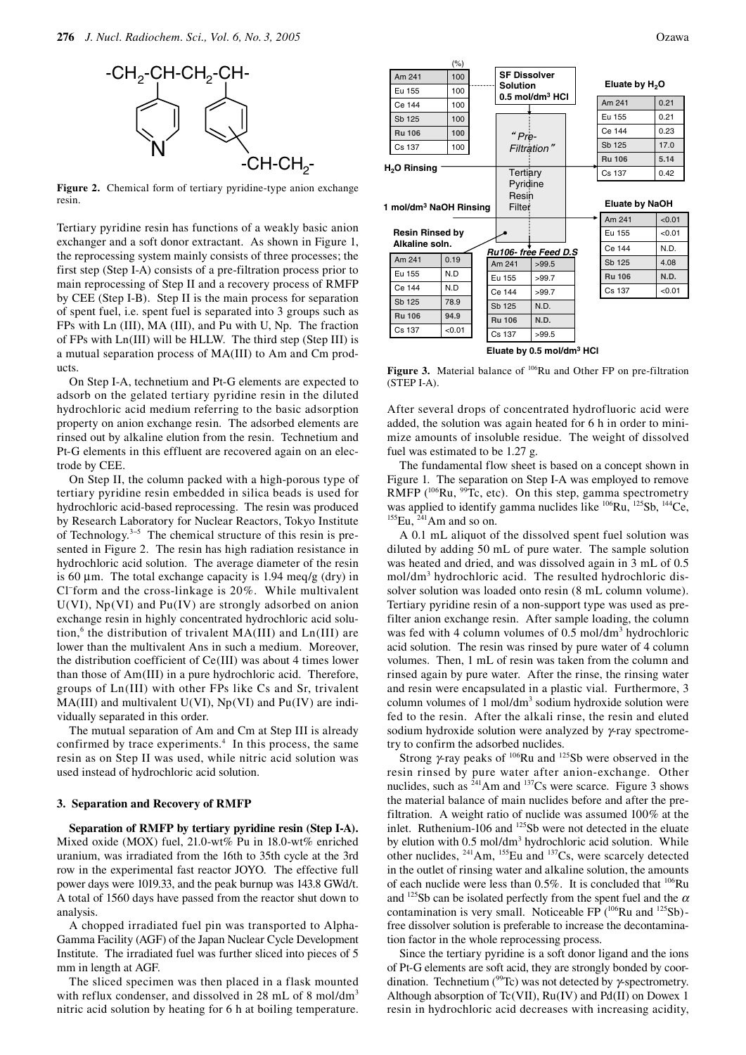**Figure 2.** Chemical form of tertiary pyridine-type anion exchange resin.

Tertiary pyridine resin has functions of a weakly basic anion exchanger and a soft donor extractant. As shown in Figure 1, the reprocessing system mainly consists of three processes; the first step (Step I-A) consists of a pre-filtration process prior to main reprocessing of Step II and a recovery process of RMFP by CEE (Step I-B). Step II is the main process for separation of spent fuel, i.e. spent fuel is separated into 3 groups such as FPs with Ln (III), MA (III), and Pu with U, Np. The fraction of FPs with Ln(III) will be HLLW. The third step (Step III) is a mutual separation process of MA(III) to Am and Cm products.

On Step I-A, technetium and Pt-G elements are expected to adsorb on the gelated tertiary pyridine resin in the diluted hydrochloric acid medium referring to the basic adsorption property on anion exchange resin. The adsorbed elements are rinsed out by alkaline elution from the resin. Technetium and Pt-G elements in this effluent are recovered again on an electrode by CEE.

On Step II, the column packed with a high-porous type of tertiary pyridine resin embedded in silica beads is used for hydrochloric acid-based reprocessing. The resin was produced by Research Laboratory for Nuclear Reactors, Tokyo Institute of Technology.[3–5] The chemical structure of this resin is presented in Figure 2. The resin has high radiation resistance in hydrochloric acid solution. The average diameter of the resin is 60 μm. The total exchange capacity is 1.94 meq/g (dry) in $Cl^-$ form and the cross-linkage is 20%. While multivalent U(VI), Np(VI) and Pu(IV) are strongly adsorbed on anion exchange resin in highly concentrated hydrochloric acid solution,[6] the distribution of trivalent MA(III) and Ln(III) are lower than the multivalent Ans in such a medium. Moreover, the distribution coefficient of Ce(III) was about 4 times lower than those of Am(III) in a pure hydrochloric acid. Therefore, groups of Ln(III) with other FPs like Cs and Sr, trivalent MA(III) and multivalent U(VI), Np(VI) and Pu(IV) are individually separated in this order.

The mutual separation of Am and Cm at Step III is already confirmed by trace experiments.[4] In this process, the same resin as on Step II was used, while nitric acid solution was used instead of hydrochloric acid solution.

## 3. Separation and Recovery of RMFP

**Separation of RMFP by tertiary pyridine resin (Step I-A).** Mixed oxide (MOX) fuel, 21.0-wt% Pu in 18.0-wt% enriched uranium, was irradiated from the 16th to 35th cycle at the 3rd row in the experimental fast reactor JOYO. The effective full power days were 1019.33, and the peak burnup was 143.8 GWd/t. A total of 1560 days have passed from the reactor shut down to analysis.

A chopped irradiated fuel pin was transported to Alpha-Gamma Facility (AGF) of the Japan Nuclear Cycle Development Institute. The irradiated fuel was further sliced into pieces of 5 mm in length at AGF.

The sliced specimen was then placed in a flask mounted with reflux condenser, and dissolved in 28 mL of 8 mol/dm³ nitric acid solution by heating for 6 h at boiling temperature. After several drops of concentrated hydrofluoric acid were added, the solution was again heated for 6 h in order to minimize amounts of insoluble residue. The weight of dissolved fuel was estimated to be 1.27 g.

SF Dissolver Solution, 0.5 mol/dm³ HCl (%):

| Nuclide | (%) |
|---|---|
| Am 241 | 100 |
| Eu 155 | 100 |
| Ce 144 | 100 |
| Sb 125 | 100 |
| Ru 106 | 100 |
| Cs 137 | 100 |

Eluate by $H_2O$:

| Nuclide | (%) |
|---|---|
| Am 241 | 0.21 |
| Eu 155 | 0.21 |
| Ce 144 | 0.23 |
| Sb 125 | 17.0 |
| Ru 106 | 5.14 |
| Cs 137 | 0.42 |

Eluate by NaOH:

| Nuclide | (%) |
|---|---|
| Am 241 | <0.01 |
| Eu 155 | <0.01 |
| Ce 144 | N.D. |
| Sb 125 | 4.08 |
| Ru 106 | N.D. |
| Cs 137 | <0.01 |

Resin Rinsed by Alkaline soln.:

| Nuclide | (%) |
|---|---|
| Am 241 | 0.19 |
| Eu 155 | N.D |
| Ce 144 | N.D |
| Sb 125 | 78.9 |
| Ru 106 | 94.9 |
| Cs 137 | <0.01 |

Ru106-free Feed D.S (Eluate by 0.5 mol/dm³ HCl):

| Nuclide | (%) |
|---|---|
| Am 241 | >99.5 |
| Eu 155 | >99.7 |
| Ce 144 | >99.7 |
| Sb 125 | N.D. |
| Ru 106 | N.D. |
| Cs 137 | >99.5 |

**Figure 3.** Material balance of $^{106}$Ru and Other FP on pre-filtration (STEP I-A).

The fundamental flow sheet is based on a concept shown in Figure 1. The separation on Step I-A was employed to remove RMFP ($^{106}$Ru, $^{99}$Tc, etc). On this step, gamma spectrometry was applied to identify gamma nuclides like $^{106}$Ru, $^{125}$Sb, $^{144}$Ce, $^{155}$Eu, $^{241}$Am and so on.

A 0.1 mL aliquot of the dissolved spent fuel solution was diluted by adding 50 mL of pure water. The sample solution was heated and dried, and was dissolved again in 3 mL of 0.5 mol/dm³ hydrochloric acid. The resulted hydrochloric dissolver solution was loaded onto resin (8 mL column volume). Tertiary pyridine resin of a non-support type was used as prefilter anion exchange resin. After sample loading, the column was fed with 4 column volumes of 0.5 mol/dm³ hydrochloric acid solution. The resin was rinsed by pure water of 4 column volumes. Then, 1 mL of resin was taken from the column and rinsed again by pure water. After the rinse, the rinsing water and resin were encapsulated in a plastic vial. Furthermore, 3 column volumes of 1 mol/dm³ sodium hydroxide solution were fed to the resin. After the alkali rinse, the resin and eluted sodium hydroxide solution were analyzed by γ-ray spectrometry to confirm the adsorbed nuclides.

Strong γ-ray peaks of $^{106}$Ru and $^{125}$Sb were observed in the resin rinsed by pure water after anion-exchange. Other nuclides, such as $^{241}$Am and $^{137}$Cs were scarce. Figure 3 shows the material balance of main nuclides before and after the prefiltration. A weight ratio of nuclide was assumed 100% at the inlet. Ruthenium-106 and $^{125}$Sb were not detected in the eluate by elution with 0.5 mol/dm³ hydrochloric acid solution. While other nuclides, $^{241}$Am, $^{155}$Eu and $^{137}$Cs, were scarcely detected in the outlet of rinsing water and alkaline solution, the amounts of each nuclide were less than 0.5%. It is concluded that $^{106}$Ru and $^{125}$Sb can be isolated perfectly from the spent fuel and the α contamination is very small. Noticeable FP ($^{106}$Ru and $^{125}$Sb)-free dissolver solution is preferable to increase the decontamination factor in the whole reprocessing process.

Since the tertiary pyridine is a soft donor ligand and the ions of Pt-G elements are soft acid, they are strongly bonded by coordination. Technetium ($^{99}$Tc) was not detected by γ-spectrometry. Although absorption of Tc(VII), Ru(IV) and Pd(II) on Dowex 1 resin in hydrochloric acid decreases with increasing acidity,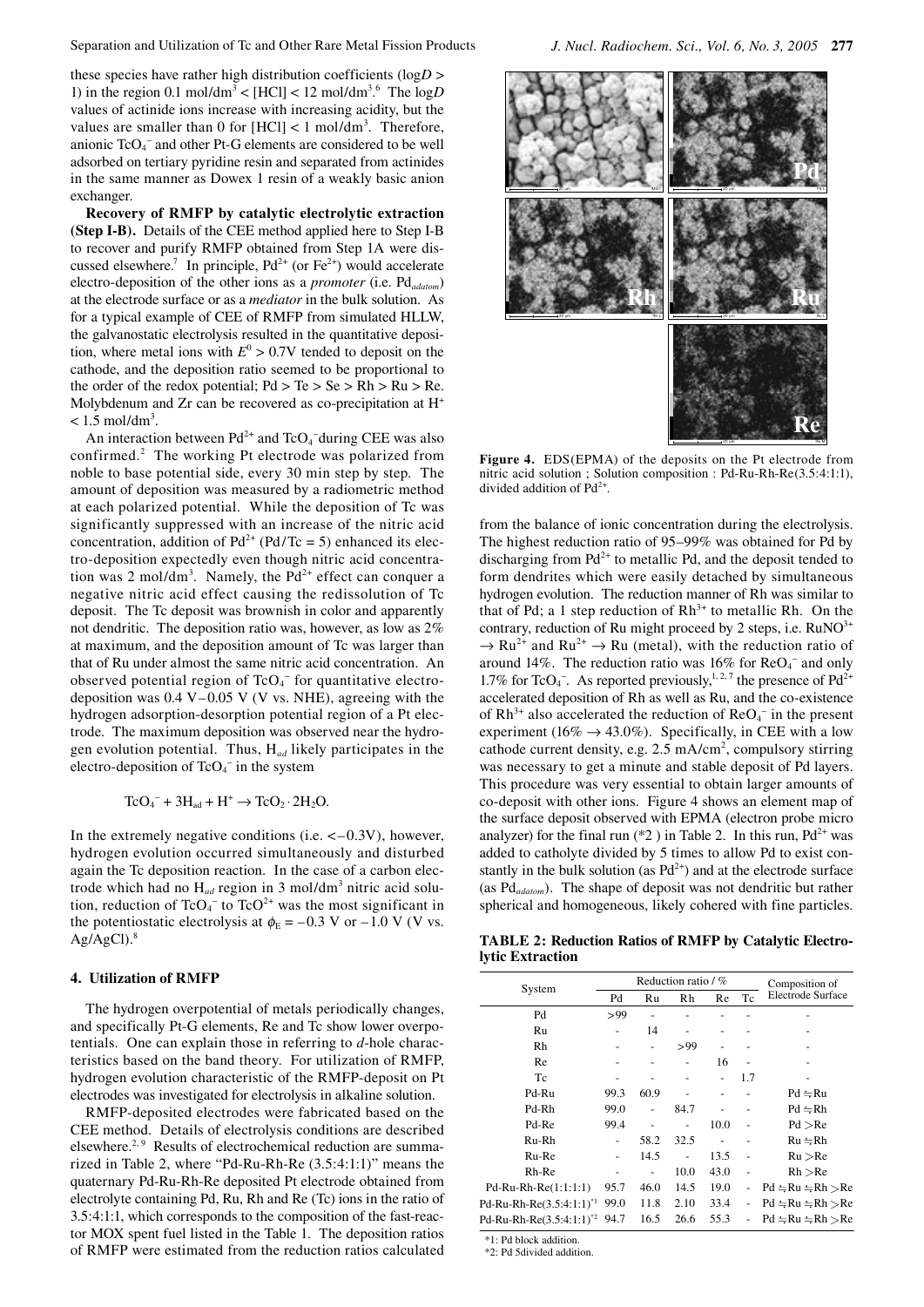these species have rather high distribution coefficients ($\log D > 1$) in the region 0.1 mol/dm$^3$ < [HCl] < 12 mol/dm$^3$.[6] The $\log D$ values of actinide ions increase with increasing acidity, but the values are smaller than 0 for [HCl] < 1 mol/dm$^3$. Therefore, anionic $TcO_4^-$ and other Pt-G elements are considered to be well adsorbed on tertiary pyridine resin and separated from actinides in the same manner as Dowex 1 resin of a weakly basic anion exchanger.

**Recovery of RMFP by catalytic electrolytic extraction (Step I-B).** Details of the CEE method applied here to Step I-B to recover and purify RMFP obtained from Step 1A were discussed elsewhere.[7] In principle, $Pd^{2+}$ (or $Fe^{2+}$) would accelerate electro-deposition of the other ions as a *promoter* (i.e. $Pd_{adatom}$) at the electrode surface or as a *mediator* in the bulk solution. As for a typical example of CEE of RMFP from simulated HLLW, the galvanostatic electrolysis resulted in the quantitative deposition, where metal ions with $E^0 > 0.7$V tended to deposit on the cathode, and the deposition ratio seemed to be proportional to the order of the redox potential; Pd > Te > Se > Rh > Ru > Re. Molybdenum and Zr can be recovered as co-precipitation at $H^+$ < 1.5 mol/dm$^3$.

An interaction between $Pd^{2+}$ and $TcO_4^-$ during CEE was also confirmed.[2] The working Pt electrode was polarized from noble to base potential side, every 30 min step by step. The amount of deposition was measured by a radiometric method at each polarized potential. While the deposition of Tc was significantly suppressed with an increase of the nitric acid concentration, addition of $Pd^{2+}$ (Pd/Tc = 5) enhanced its electro-deposition expectedly even though nitric acid concentration was 2 mol/dm$^3$. Namely, the $Pd^{2+}$ effect can conquer a negative nitric acid effect causing the redissolution of Tc deposit. The Tc deposit was brownish in color and apparently not dendritic. The deposition ratio was, however, as low as 2% at maximum, and the deposition amount of Tc was larger than that of Ru under almost the same nitric acid concentration. An observed potential region of $TcO_4^-$ for quantitative electro-deposition was 0.4 V–0.05 V (V vs. NHE), agreeing with the hydrogen adsorption-desorption potential region of a Pt electrode. The maximum deposition was observed near the hydrogen evolution potential. Thus, $H_{ad}$ likely participates in the electro-deposition of $TcO_4^-$ in the system

$$TcO_4^- + 3H_{ad} + H^+ \rightarrow TcO_2 \cdot 2H_2O.$$

In the extremely negative conditions (i.e. < –0.3V), however, hydrogen evolution occurred simultaneously and disturbed again the Tc deposition reaction. In the case of a carbon electrode which had no $H_{ad}$ region in 3 mol/dm$^3$ nitric acid solution, reduction of $TcO_4^-$ to $TcO^{2+}$ was the most significant in the potentiostatic electrolysis at $\phi_E = -0.3$ V or $-1.0$ V (V vs. Ag/AgCl).[8]

## 4. Utilization of RMFP

The hydrogen overpotential of metals periodically changes, and specifically Pt-G elements, Re and Tc show lower overpotentials. One can explain those in referring to *d*-hole characteristics based on the band theory. For utilization of RMFP, hydrogen evolution characteristic of the RMFP-deposit on Pt electrodes was investigated for electrolysis in alkaline solution.

RMFP-deposited electrodes were fabricated based on the CEE method. Details of electrolysis conditions are described elsewhere.[2, 9] Results of electrochemical reduction are summarized in Table 2, where "Pd-Ru-Rh-Re (3.5:4:1:1)" means the quaternary Pd-Ru-Rh-Re deposited Pt electrode obtained from electrolyte containing Pd, Ru, Rh and Re (Tc) ions in the ratio of 3.5:4:1:1, which corresponds to the composition of the fast-reactor MOX spent fuel listed in the Table 1. The deposition ratios of RMFP were estimated from the reduction ratios calculated from the balance of ionic concentration during the electrolysis. The highest reduction ratio of 95–99% was obtained for Pd by discharging from $Pd^{2+}$ to metallic Pd, and the deposit tended to form dendrites which were easily detached by simultaneous hydrogen evolution. The reduction manner of Rh was similar to that of Pd; a 1 step reduction of $Rh^{3+}$ to metallic Rh. On the contrary, reduction of Ru might proceed by 2 steps, i.e. $RuNO^{3+} \rightarrow Ru^{2+}$ and $Ru^{2+} \rightarrow$ Ru (metal), with the reduction ratio of around 14%. The reduction ratio was 16% for $ReO_4^-$ and only 1.7% for $TcO_4^-$. As reported previously,[1, 2, 7] the presence of $Pd^{2+}$ accelerated deposition of Rh as well as Ru, and the co-existence of $Rh^{3+}$ also accelerated the reduction of $ReO_4^-$ in the present experiment (16% → 43.0%). Specifically, in CEE with a low cathode current density, e.g. 2.5 mA/cm$^2$, compulsory stirring was necessary to get a minute and stable deposit of Pd layers. This procedure was very essential to obtain larger amounts of co-deposit with other ions. Figure 4 shows an element map of the surface deposit observed with EPMA (electron probe micro analyzer) for the final run (*2 ) in Table 2. In this run, $Pd^{2+}$ was added to catholyte divided by 5 times to allow Pd to exist constantly in the bulk solution (as $Pd^{2+}$) and at the electrode surface (as $Pd_{adatom}$). The shape of deposit was not dendritic but rather spherical and homogeneous, likely cohered with fine particles.

**Figure 4.** EDS(EPMA) of the deposits on the Pt electrode from nitric acid solution ; Solution composition : Pd-Ru-Rh-Re(3.5:4:1:1), divided addition of $Pd^{2+}$.

**TABLE 2: Reduction Ratios of RMFP by Catalytic Electrolytic Extraction**

| System | Reduction ratio / % | | | | | Composition of Electrode Surface |
|---|---|---|---|---|---|---|
| | Pd | Ru | Rh | Re | Tc | |
| Pd | >99 | - | - | - | - | - |
| Ru | - | 14 | - | - | - | - |
| Rh | - | - | >99 | - | - | - |
| Re | - | - | - | 16 | - | - |
| Tc | - | - | - | - | 1.7 | - |
| Pd-Ru | 99.3 | 60.9 | - | - | - | Pd ≒ Ru |
| Pd-Rh | 99.0 | - | 84.7 | - | - | Pd ≒ Rh |
| Pd-Re | 99.4 | - | - | 10.0 | - | Pd > Re |
| Ru-Rh | - | 58.2 | 32.5 | - | - | Ru ≒ Rh |
| Ru-Re | - | 14.5 | - | 13.5 | - | Ru > Re |
| Rh-Re | - | - | 10.0 | 43.0 | - | Rh > Re |
| Pd-Ru-Rh-Re(1:1:1:1) | 95.7 | 46.0 | 14.5 | 19.0 | - | Pd ≒ Ru ≒ Rh > Re |
| Pd-Ru-Rh-Re(3.5:4:1:1)*1 | 99.0 | 11.8 | 2.10 | 33.4 | - | Pd ≒ Ru ≒ Rh > Re |
| Pd-Ru-Rh-Re(3.5:4:1:1)*2 | 94.7 | 16.5 | 26.6 | 55.3 | - | Pd ≒ Ru ≒ Rh > Re |

*1: Pd block addition.
*2: Pd 5divided addition.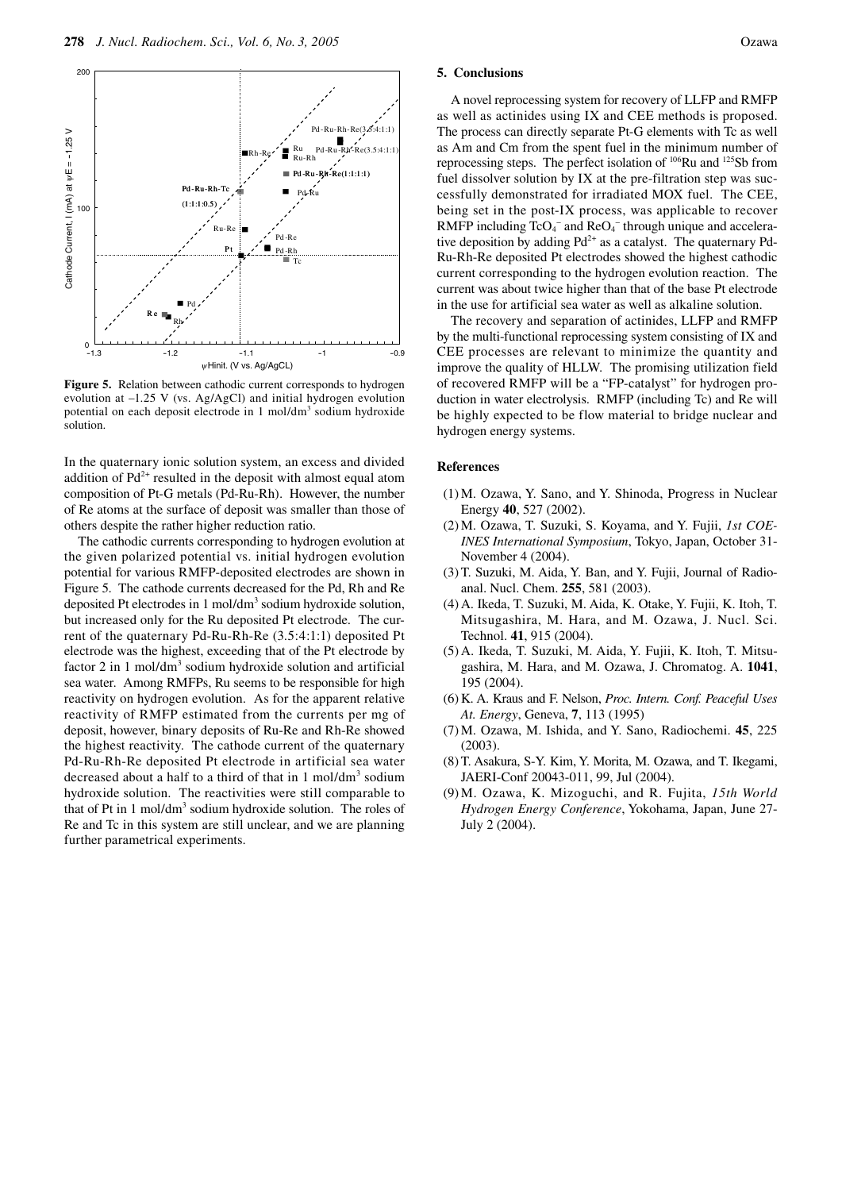200

100

0

−1.3 −1.2 −1.1 −1 −0.9

Cathode Current, I (mA) at ψE = −1.25 V

ψHinit. (V vs. Ag/AgCL)

Pd-Ru-Rh-Re(3.5:4:1:1)

Pd-Ru-Rh-Re(3.5:4:1:1)

Rh-Re

Ru

Ru-Rh

Pd-Ru-Rh-Re(1:1:1:1)

Pd-Ru-Rh-Tc

(1:1:1:0.5)

Pd-Ru

Ru-Re

Pd-Re

Pt

Pd-Rh

Tc

Pd

Re

Rh

**Figure 5.** Relation between cathodic current corresponds to hydrogen evolution at –1.25 V (vs. Ag/AgCl) and initial hydrogen evolution potential on each deposit electrode in 1 mol/dm$^3$ sodium hydroxide solution.

In the quaternary ionic solution system, an excess and divided addition of $Pd^{2+}$ resulted in the deposit with almost equal atom composition of Pt-G metals (Pd-Ru-Rh). However, the number of Re atoms at the surface of deposit was smaller than those of others despite the rather higher reduction ratio.

The cathodic currents corresponding to hydrogen evolution at the given polarized potential vs. initial hydrogen evolution potential for various RMFP-deposited electrodes are shown in Figure 5. The cathode currents decreased for the Pd, Rh and Re deposited Pt electrodes in 1 mol/dm$^3$ sodium hydroxide solution, but increased only for the Ru deposited Pt electrode. The current of the quaternary Pd-Ru-Rh-Re (3.5:4:1:1) deposited Pt electrode was the highest, exceeding that of the Pt electrode by factor 2 in 1 mol/dm$^3$ sodium hydroxide solution and artificial sea water. Among RMFPs, Ru seems to be responsible for high reactivity on hydrogen evolution. As for the apparent relative reactivity of RMFP estimated from the currents per mg of deposit, however, binary deposits of Ru-Re and Rh-Re showed the highest reactivity. The cathode current of the quaternary Pd-Ru-Rh-Re deposited Pt electrode in artificial sea water decreased about a half to a third of that in 1 mol/dm$^3$ sodium hydroxide solution. The reactivities were still comparable to that of Pt in 1 mol/dm$^3$ sodium hydroxide solution. The roles of Re and Tc in this system are still unclear, and we are planning further parametrical experiments.

## 5. Conclusions

A novel reprocessing system for recovery of LLFP and RMFP as well as actinides using IX and CEE methods is proposed. The process can directly separate Pt-G elements with Tc as well as Am and Cm from the spent fuel in the minimum number of reprocessing steps. The perfect isolation of $^{106}Ru$ and $^{125}Sb$ from fuel dissolver solution by IX at the pre-filtration step was successfully demonstrated for irradiated MOX fuel. The CEE, being set in the post-IX process, was applicable to recover RMFP including $TcO_4^-$ and $ReO_4^-$ through unique and accelerative deposition by adding $Pd^{2+}$ as a catalyst. The quaternary Pd-Ru-Rh-Re deposited Pt electrodes showed the highest cathodic current corresponding to the hydrogen evolution reaction. The current was about twice higher than that of the base Pt electrode in the use for artificial sea water as well as alkaline solution.

The recovery and separation of actinides, LLFP and RMFP by the multi-functional reprocessing system consisting of IX and CEE processes are relevant to minimize the quantity and improve the quality of HLLW. The promising utilization field of recovered RMFP will be a "FP-catalyst" for hydrogen production in water electrolysis. RMFP (including Tc) and Re will be highly expected to be flow material to bridge nuclear and hydrogen energy systems.

## References

(1) M. Ozawa, Y. Sano, and Y. Shinoda, Progress in Nuclear Energy **40**, 527 (2002).

(2) M. Ozawa, T. Suzuki, S. Koyama, and Y. Fujii, *1st COE-INES International Symposium*, Tokyo, Japan, October 31-November 4 (2004).

(3) T. Suzuki, M. Aida, Y. Ban, and Y. Fujii, Journal of Radioanal. Nucl. Chem. **255**, 581 (2003).

(4) A. Ikeda, T. Suzuki, M. Aida, K. Otake, Y. Fujii, K. Itoh, T. Mitsugashira, M. Hara, and M. Ozawa, J. Nucl. Sci. Technol. **41**, 915 (2004).

(5) A. Ikeda, T. Suzuki, M. Aida, Y. Fujii, K. Itoh, T. Mitsugashira, M. Hara, and M. Ozawa, J. Chromatog. A. **1041**, 195 (2004).

(6) K. A. Kraus and F. Nelson, *Proc. Intern. Conf. Peaceful Uses At. Energy*, Geneva, **7**, 113 (1995)

(7) M. Ozawa, M. Ishida, and Y. Sano, Radiochemi. **45**, 225 (2003).

(8) T. Asakura, S-Y. Kim, Y. Morita, M. Ozawa, and T. Ikegami, JAERI-Conf 20043-011, 99, Jul (2004).

(9) M. Ozawa, K. Mizoguchi, and R. Fujita, *15th World Hydrogen Energy Conference*, Yokohama, Japan, June 27-July 2 (2004).